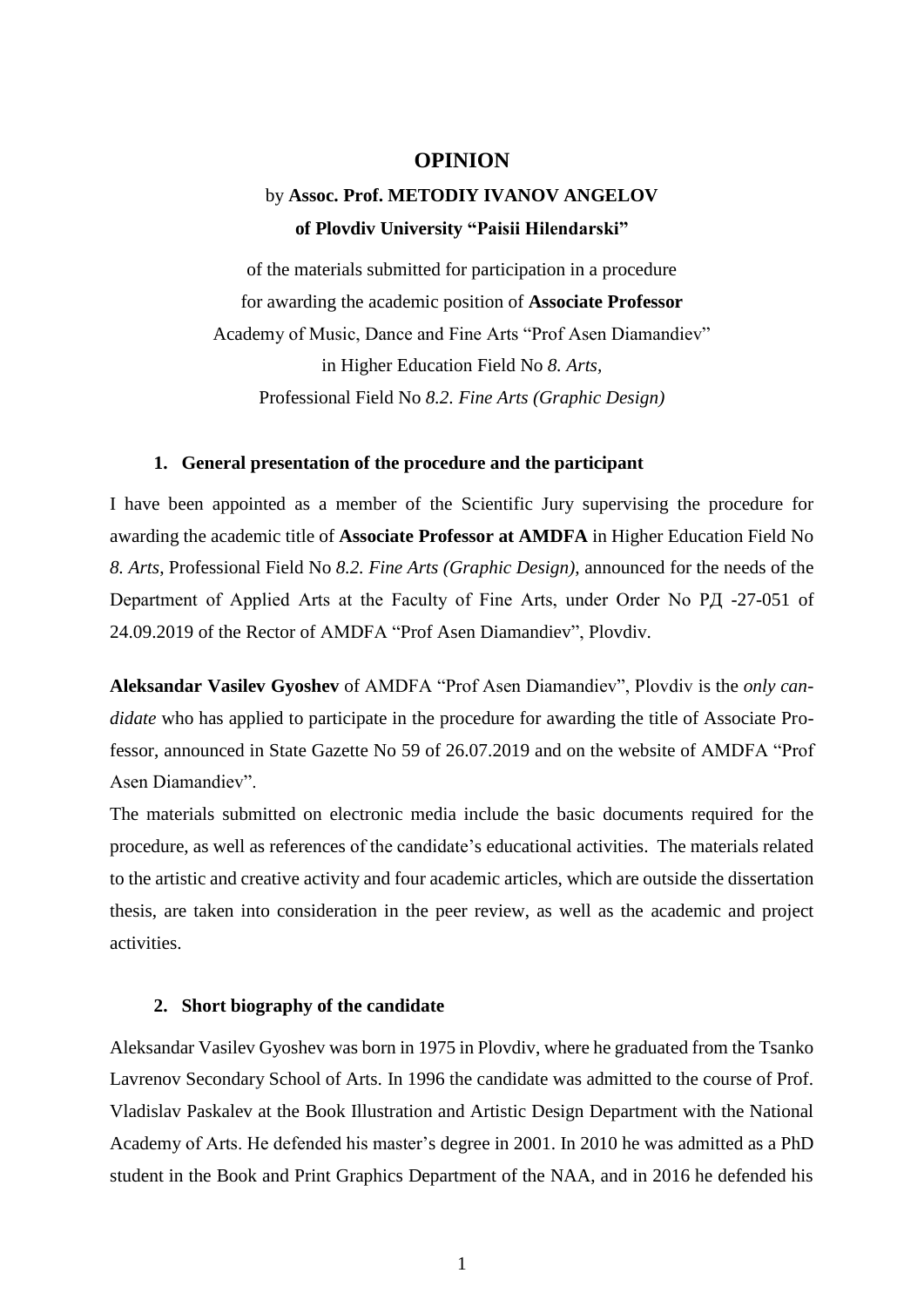# OPINION

by **Assoc. Prof. METODIY IVANOV ANGELOV**
**of Plovdiv University "Paisii Hilendarski"**

of the materials submitted for participation in a procedure
for awarding the academic position of **Associate Professor**
Academy of Music, Dance and Fine Arts "Prof Asen Diamandiev"
in Higher Education Field No *8. Arts,*
Professional Field No *8.2. Fine Arts (Graphic Design)*

## 1. General presentation of the procedure and the participant

I have been appointed as a member of the Scientific Jury supervising the procedure for awarding the academic title of **Associate Professor at AMDFA** in Higher Education Field No *8. Arts*, Professional Field No *8.2. Fine Arts (Graphic Design),* announced for the needs of the Department of Applied Arts at the Faculty of Fine Arts, under Order No РД -27-051 of 24.09.2019 of the Rector of AMDFA "Prof Asen Diamandiev", Plovdiv.

**Aleksandar Vasilev Gyoshev** of AMDFA "Prof Asen Diamandiev", Plovdiv is the *only candidate* who has applied to participate in the procedure for awarding the title of Associate Professor, announced in State Gazette No 59 of 26.07.2019 and on the website of AMDFA "Prof Asen Diamandiev".

The materials submitted on electronic media include the basic documents required for the procedure, as well as references of the candidate's educational activities. The materials related to the artistic and creative activity and four academic articles, which are outside the dissertation thesis, are taken into consideration in the peer review, as well as the academic and project activities.

## 2. Short biography of the candidate

Aleksandar Vasilev Gyoshev was born in 1975 in Plovdiv, where he graduated from the Tsanko Lavrenov Secondary School of Arts. In 1996 the candidate was admitted to the course of Prof. Vladislav Paskalev at the Book Illustration and Artistic Design Department with the National Academy of Arts. He defended his master's degree in 2001. In 2010 he was admitted as a PhD student in the Book and Print Graphics Department of the NAA, and in 2016 he defended his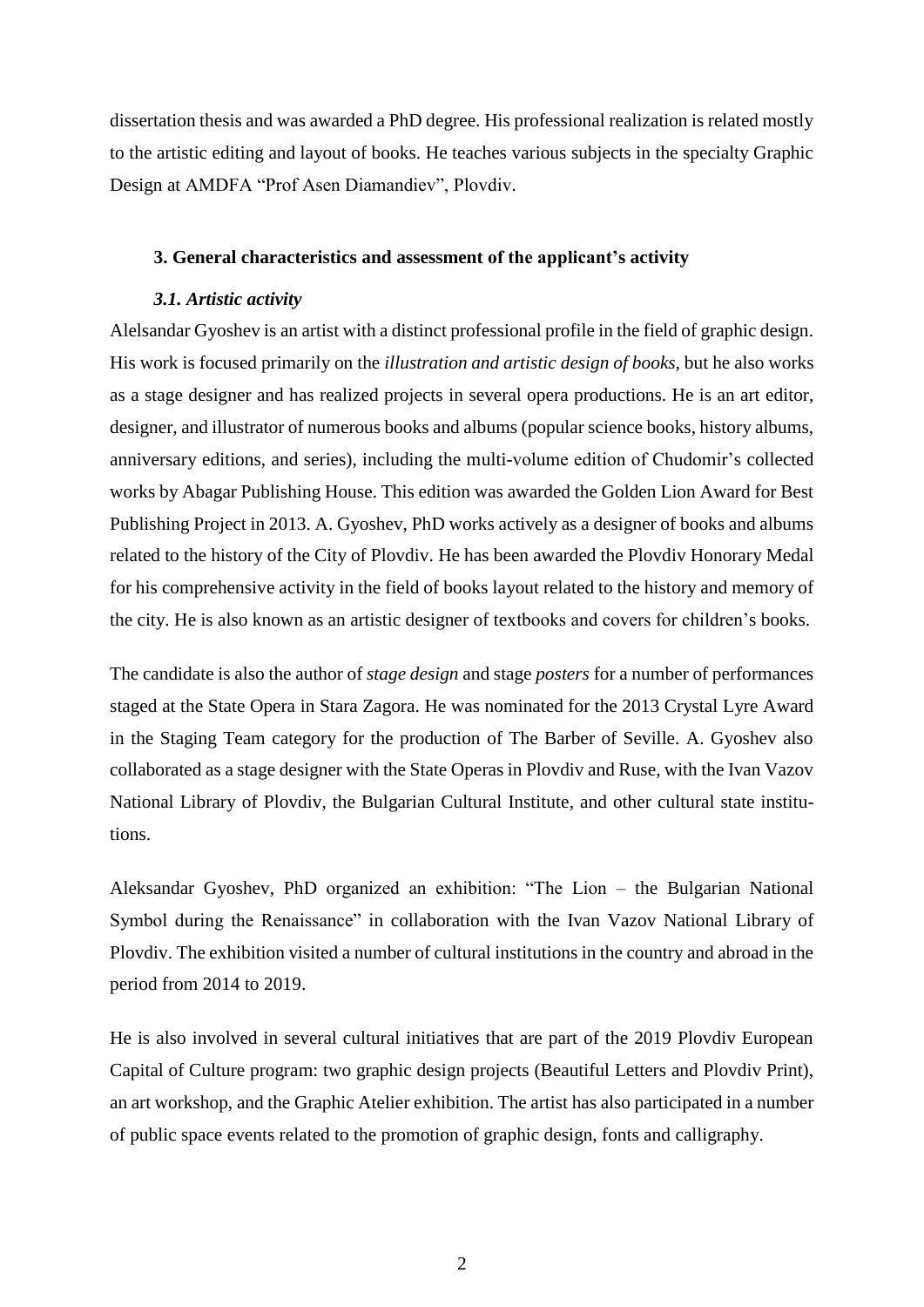dissertation thesis and was awarded a PhD degree. His professional realization is related mostly to the artistic editing and layout of books. He teaches various subjects in the specialty Graphic Design at AMDFA "Prof Asen Diamandiev", Plovdiv.

### 3. General characteristics and assessment of the applicant's activity

#### *3.1. Artistic activity*

Alelsandar Gyoshev is an artist with a distinct professional profile in the field of graphic design. His work is focused primarily on the *illustration and artistic design of books*, but he also works as a stage designer and has realized projects in several opera productions. He is an art editor, designer, and illustrator of numerous books and albums (popular science books, history albums, anniversary editions, and series), including the multi-volume edition of Chudomir's collected works by Abagar Publishing House. This edition was awarded the Golden Lion Award for Best Publishing Project in 2013. A. Gyoshev, PhD works actively as a designer of books and albums related to the history of the City of Plovdiv. He has been awarded the Plovdiv Honorary Medal for his comprehensive activity in the field of books layout related to the history and memory of the city. He is also known as an artistic designer of textbooks and covers for children's books.

The candidate is also the author of *stage design* and stage *posters* for a number of performances staged at the State Opera in Stara Zagora. He was nominated for the 2013 Crystal Lyre Award in the Staging Team category for the production of The Barber of Seville. A. Gyoshev also collaborated as a stage designer with the State Operas in Plovdiv and Ruse, with the Ivan Vazov National Library of Plovdiv, the Bulgarian Cultural Institute, and other cultural state institutions.

Aleksandar Gyoshev, PhD organized an exhibition: "The Lion – the Bulgarian National Symbol during the Renaissance" in collaboration with the Ivan Vazov National Library of Plovdiv. The exhibition visited a number of cultural institutions in the country and abroad in the period from 2014 to 2019.

He is also involved in several cultural initiatives that are part of the 2019 Plovdiv European Capital of Culture program: two graphic design projects (Beautiful Letters and Plovdiv Print), an art workshop, and the Graphic Atelier exhibition. The artist has also participated in a number of public space events related to the promotion of graphic design, fonts and calligraphy.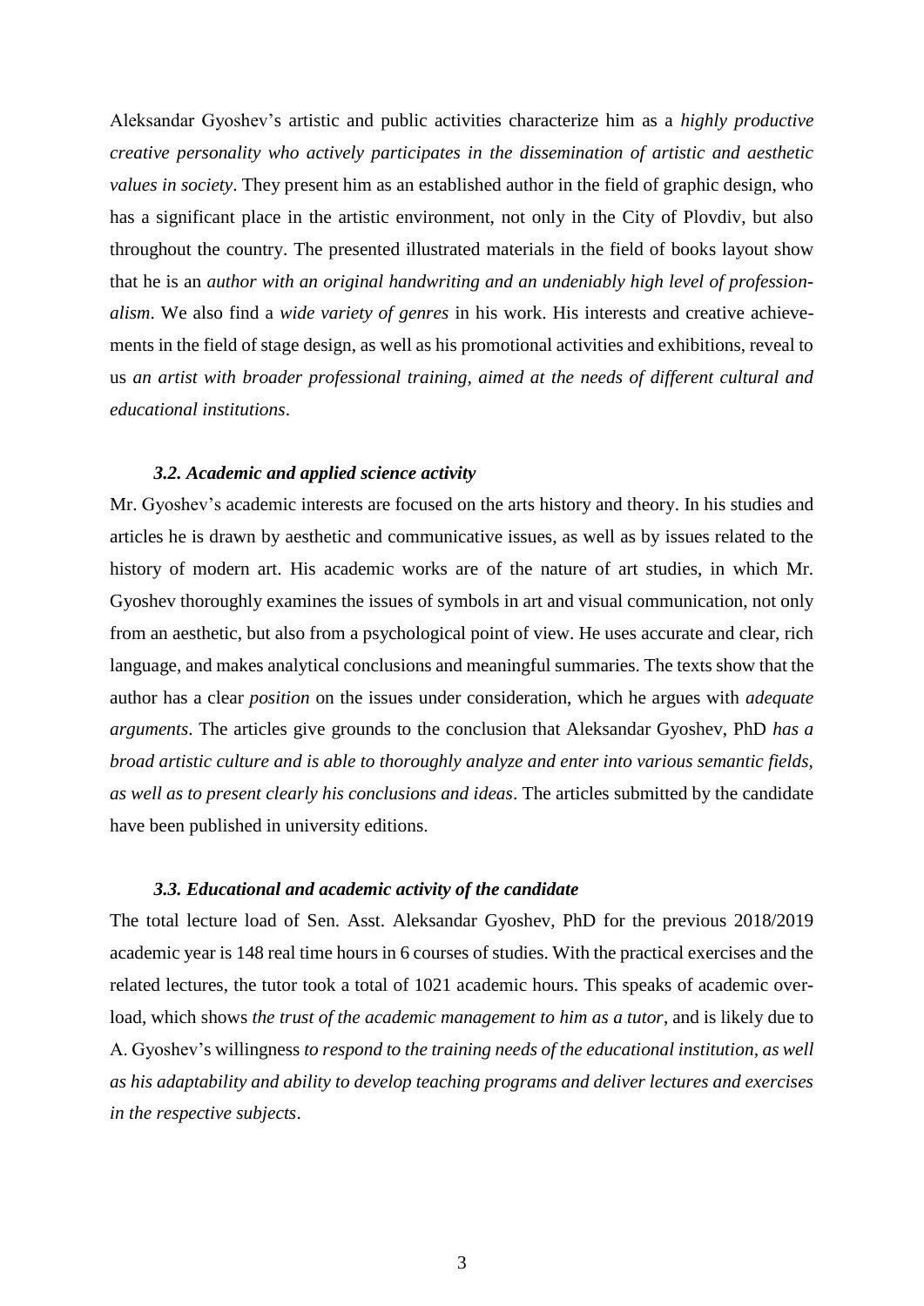Aleksandar Gyoshev's artistic and public activities characterize him as a *highly productive creative personality who actively participates in the dissemination of artistic and aesthetic values in society*. They present him as an established author in the field of graphic design, who has a significant place in the artistic environment, not only in the City of Plovdiv, but also throughout the country. The presented illustrated materials in the field of books layout show that he is an *author with an original handwriting and an undeniably high level of professionalism*. We also find a *wide variety of genres* in his work. His interests and creative achievements in the field of stage design, as well as his promotional activities and exhibitions, reveal to us *an artist with broader professional training, aimed at the needs of different cultural and educational institutions*.

### *3.2. Academic and applied science activity*

Mr. Gyoshev's academic interests are focused on the arts history and theory. In his studies and articles he is drawn by aesthetic and communicative issues, as well as by issues related to the history of modern art. His academic works are of the nature of art studies, in which Mr. Gyoshev thoroughly examines the issues of symbols in art and visual communication, not only from an aesthetic, but also from a psychological point of view. He uses accurate and clear, rich language, and makes analytical conclusions and meaningful summaries. The texts show that the author has a clear *position* on the issues under consideration, which he argues with *adequate arguments*. The articles give grounds to the conclusion that Aleksandar Gyoshev, PhD *has a broad artistic culture and is able to thoroughly analyze and enter into various semantic fields, as well as to present clearly his conclusions and ideas*. The articles submitted by the candidate have been published in university editions.

### *3.3. Educational and academic activity of the candidate*

The total lecture load of Sen. Asst. Aleksandar Gyoshev, PhD for the previous 2018/2019 academic year is 148 real time hours in 6 courses of studies. With the practical exercises and the related lectures, the tutor took a total of 1021 academic hours. This speaks of academic overload, which shows *the trust of the academic management to him as a tutor*, and is likely due to A. Gyoshev's willingness *to respond to the training needs of the educational institution, as well as his adaptability and ability to develop teaching programs and deliver lectures and exercises in the respective subjects*.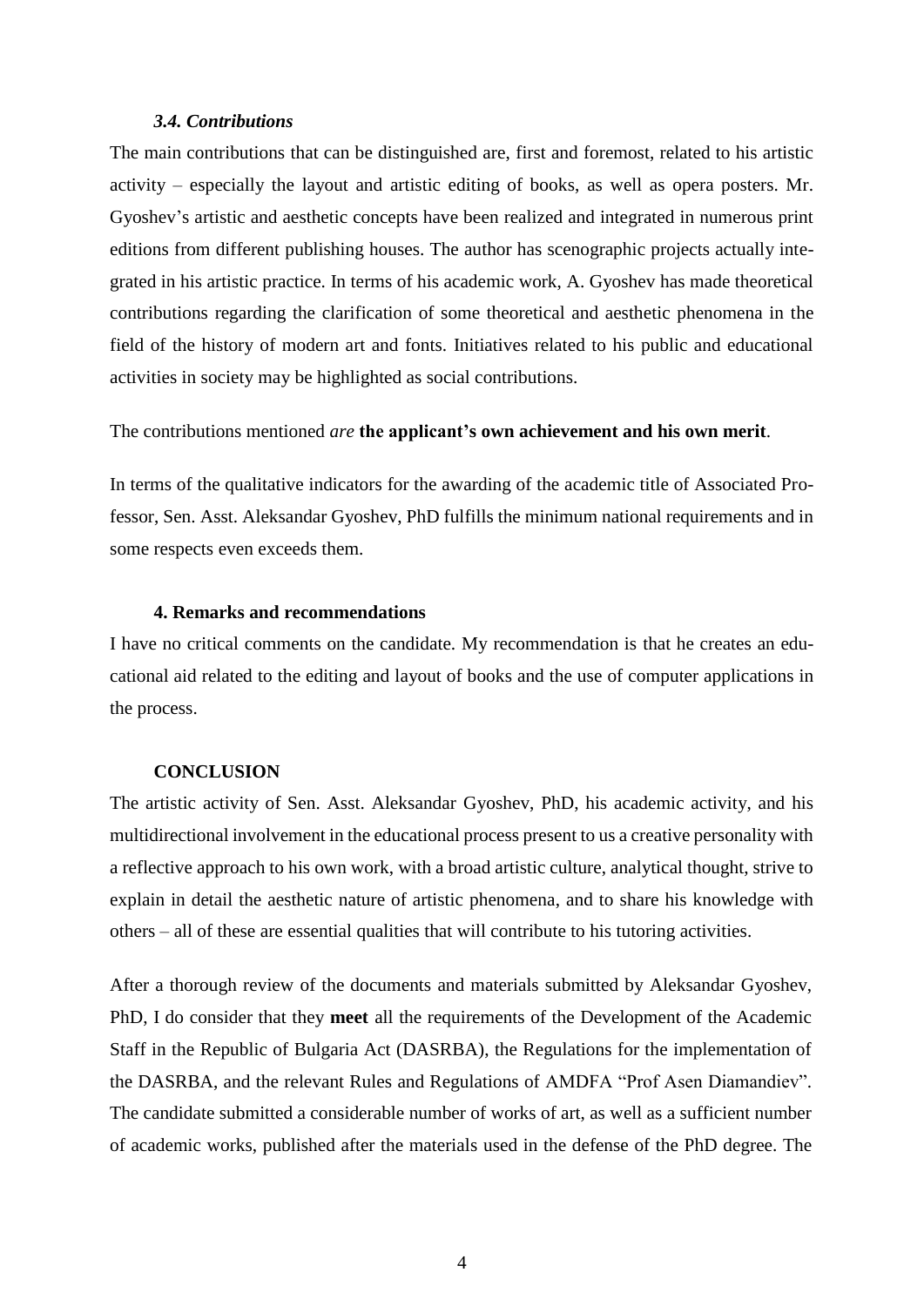### *3.4. Contributions*

The main contributions that can be distinguished are, first and foremost, related to his artistic activity – especially the layout and artistic editing of books, as well as opera posters. Mr. Gyoshev's artistic and aesthetic concepts have been realized and integrated in numerous print editions from different publishing houses. The author has scenographic projects actually integrated in his artistic practice. In terms of his academic work, A. Gyoshev has made theoretical contributions regarding the clarification of some theoretical and aesthetic phenomena in the field of the history of modern art and fonts. Initiatives related to his public and educational activities in society may be highlighted as social contributions.

The contributions mentioned *are* **the applicant's own achievement and his own merit**.

In terms of the qualitative indicators for the awarding of the academic title of Associated Professor, Sen. Asst. Aleksandar Gyoshev, PhD fulfills the minimum national requirements and in some respects even exceeds them.

### 4. Remarks and recommendations

I have no critical comments on the candidate. My recommendation is that he creates an educational aid related to the editing and layout of books and the use of computer applications in the process.

### CONCLUSION

The artistic activity of Sen. Asst. Aleksandar Gyoshev, PhD, his academic activity, and his multidirectional involvement in the educational process present to us a creative personality with a reflective approach to his own work, with a broad artistic culture, analytical thought, strive to explain in detail the aesthetic nature of artistic phenomena, and to share his knowledge with others – all of these are essential qualities that will contribute to his tutoring activities.

After a thorough review of the documents and materials submitted by Aleksandar Gyoshev, PhD, I do consider that they **meet** all the requirements of the Development of the Academic Staff in the Republic of Bulgaria Act (DASRBA), the Regulations for the implementation of the DASRBA, and the relevant Rules and Regulations of AMDFA "Prof Asen Diamandiev". The candidate submitted a considerable number of works of art, as well as a sufficient number of academic works, published after the materials used in the defense of the PhD degree. The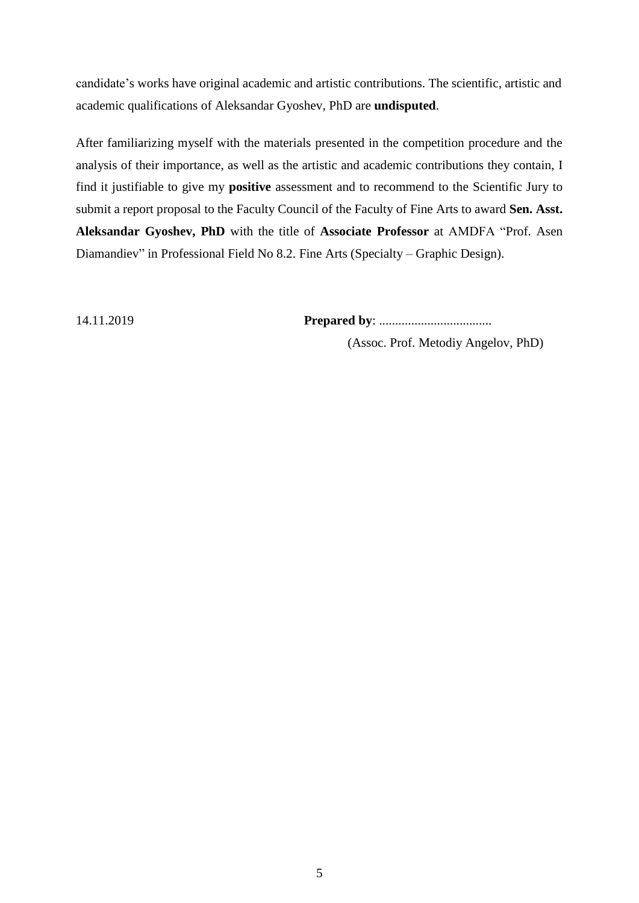candidate's works have original academic and artistic contributions. The scientific, artistic and academic qualifications of Aleksandar Gyoshev, PhD are **undisputed**.

After familiarizing myself with the materials presented in the competition procedure and the analysis of their importance, as well as the artistic and academic contributions they contain, I find it justifiable to give my **positive** assessment and to recommend to the Scientific Jury to submit a report proposal to the Faculty Council of the Faculty of Fine Arts to award **Sen. Asst. Aleksandar Gyoshev, PhD** with the title of **Associate Professor** at AMDFA "Prof. Asen Diamandiev" in Professional Field No 8.2. Fine Arts (Specialty – Graphic Design).

14.11.2019 **Prepared by**: ...................................

(Assoc. Prof. Metodiy Angelov, PhD)